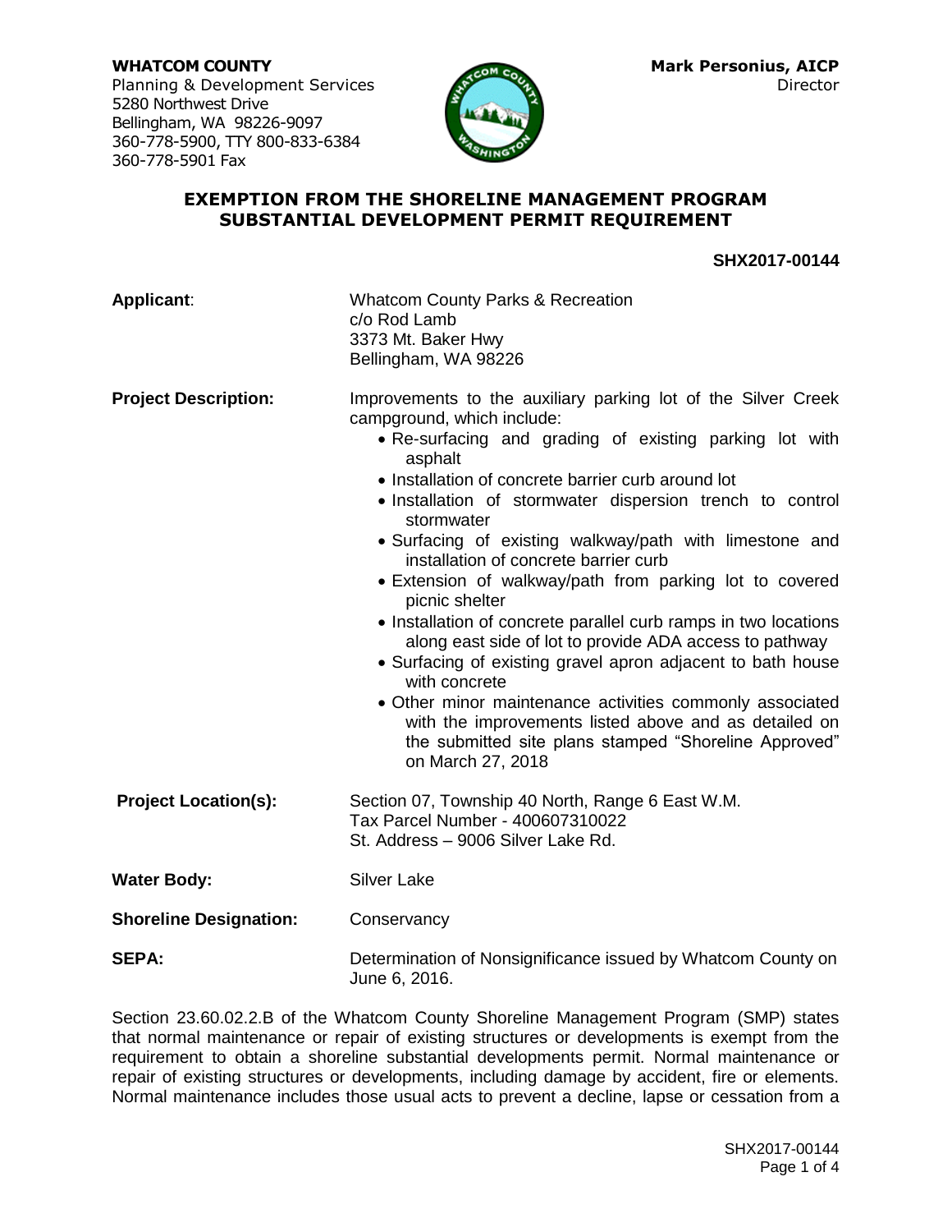**WHATCOM COUNTY**
Planning & Development Services
5280 Northwest Drive
Bellingham, WA 98226-9097
360-778-5900, TTY 800-833-6384
360-778-5901 Fax

**Mark Personius, AICP**
Director

## EXEMPTION FROM THE SHORELINE MANAGEMENT PROGRAM SUBSTANTIAL DEVELOPMENT PERMIT REQUIREMENT

**SHX2017-00144**

**Applicant**: Whatcom County Parks & Recreation
c/o Rod Lamb
3373 Mt. Baker Hwy
Bellingham, WA 98226

**Project Description:** Improvements to the auxiliary parking lot of the Silver Creek campground, which include:

- Re-surfacing and grading of existing parking lot with asphalt
- Installation of concrete barrier curb around lot
- Installation of stormwater dispersion trench to control stormwater
- Surfacing of existing walkway/path with limestone and installation of concrete barrier curb
- Extension of walkway/path from parking lot to covered picnic shelter
- Installation of concrete parallel curb ramps in two locations along east side of lot to provide ADA access to pathway
- Surfacing of existing gravel apron adjacent to bath house with concrete
- Other minor maintenance activities commonly associated with the improvements listed above and as detailed on the submitted site plans stamped "Shoreline Approved" on March 27, 2018

**Project Location(s):** Section 07, Township 40 North, Range 6 East W.M.
Tax Parcel Number - 400607310022
St. Address – 9006 Silver Lake Rd.

**Water Body:** Silver Lake

**Shoreline Designation:** Conservancy

**SEPA:** Determination of Nonsignificance issued by Whatcom County on June 6, 2016.

Section 23.60.02.2.B of the Whatcom County Shoreline Management Program (SMP) states that normal maintenance or repair of existing structures or developments is exempt from the requirement to obtain a shoreline substantial developments permit. Normal maintenance or repair of existing structures or developments, including damage by accident, fire or elements. Normal maintenance includes those usual acts to prevent a decline, lapse or cessation from a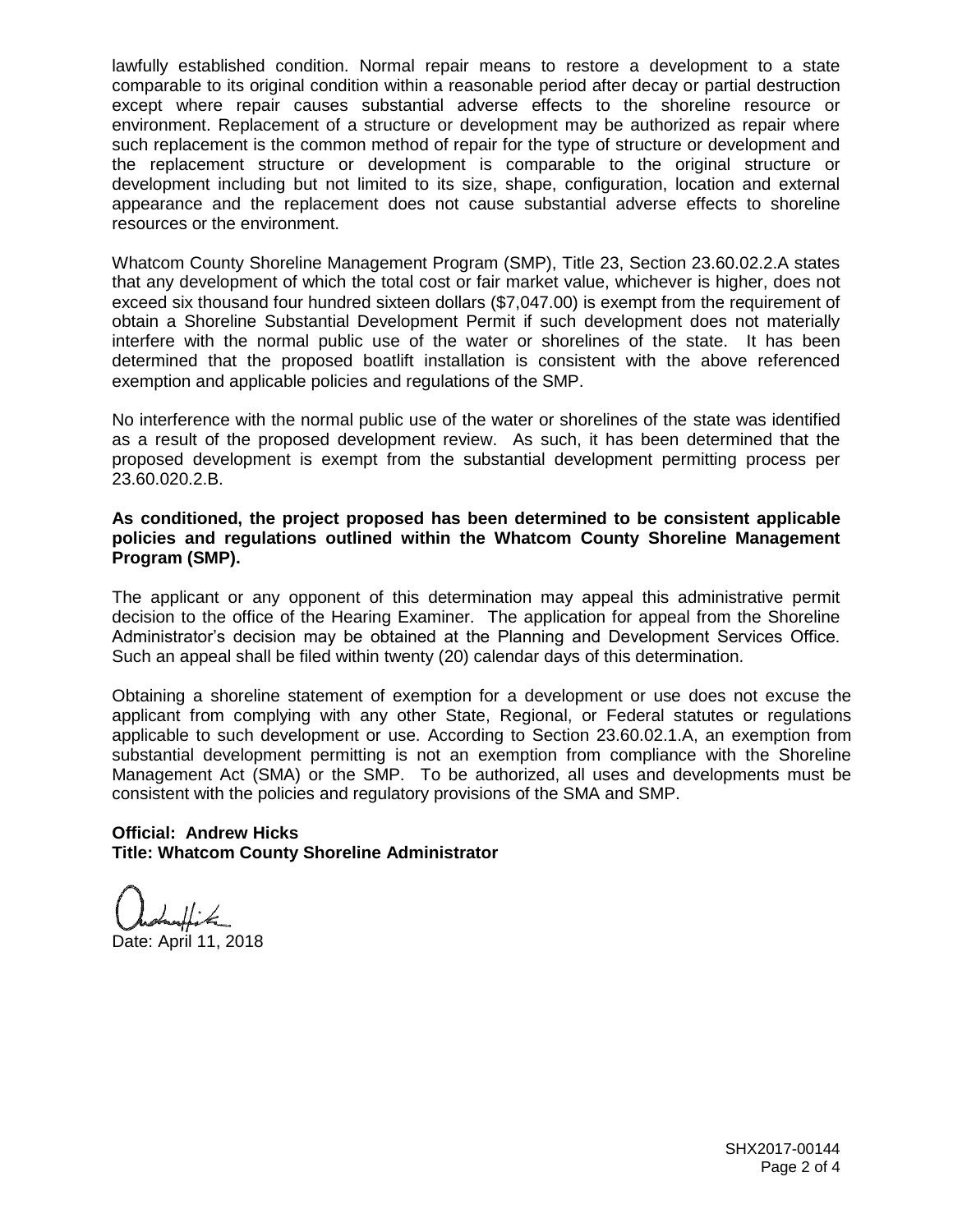lawfully established condition. Normal repair means to restore a development to a state comparable to its original condition within a reasonable period after decay or partial destruction except where repair causes substantial adverse effects to the shoreline resource or environment. Replacement of a structure or development may be authorized as repair where such replacement is the common method of repair for the type of structure or development and the replacement structure or development is comparable to the original structure or development including but not limited to its size, shape, configuration, location and external appearance and the replacement does not cause substantial adverse effects to shoreline resources or the environment.

Whatcom County Shoreline Management Program (SMP), Title 23, Section 23.60.02.2.A states that any development of which the total cost or fair market value, whichever is higher, does not exceed six thousand four hundred sixteen dollars ($7,047.00) is exempt from the requirement of obtain a Shoreline Substantial Development Permit if such development does not materially interfere with the normal public use of the water or shorelines of the state. It has been determined that the proposed boatlift installation is consistent with the above referenced exemption and applicable policies and regulations of the SMP.

No interference with the normal public use of the water or shorelines of the state was identified as a result of the proposed development review. As such, it has been determined that the proposed development is exempt from the substantial development permitting process per 23.60.020.2.B.

**As conditioned, the project proposed has been determined to be consistent applicable policies and regulations outlined within the Whatcom County Shoreline Management Program (SMP).**

The applicant or any opponent of this determination may appeal this administrative permit decision to the office of the Hearing Examiner. The application for appeal from the Shoreline Administrator's decision may be obtained at the Planning and Development Services Office. Such an appeal shall be filed within twenty (20) calendar days of this determination.

Obtaining a shoreline statement of exemption for a development or use does not excuse the applicant from complying with any other State, Regional, or Federal statutes or regulations applicable to such development or use. According to Section 23.60.02.1.A, an exemption from substantial development permitting is not an exemption from compliance with the Shoreline Management Act (SMA) or the SMP. To be authorized, all uses and developments must be consistent with the policies and regulatory provisions of the SMA and SMP.

**Official: Andrew Hicks**
**Title: Whatcom County Shoreline Administrator**

Date: April 11, 2018

SHX2017-00144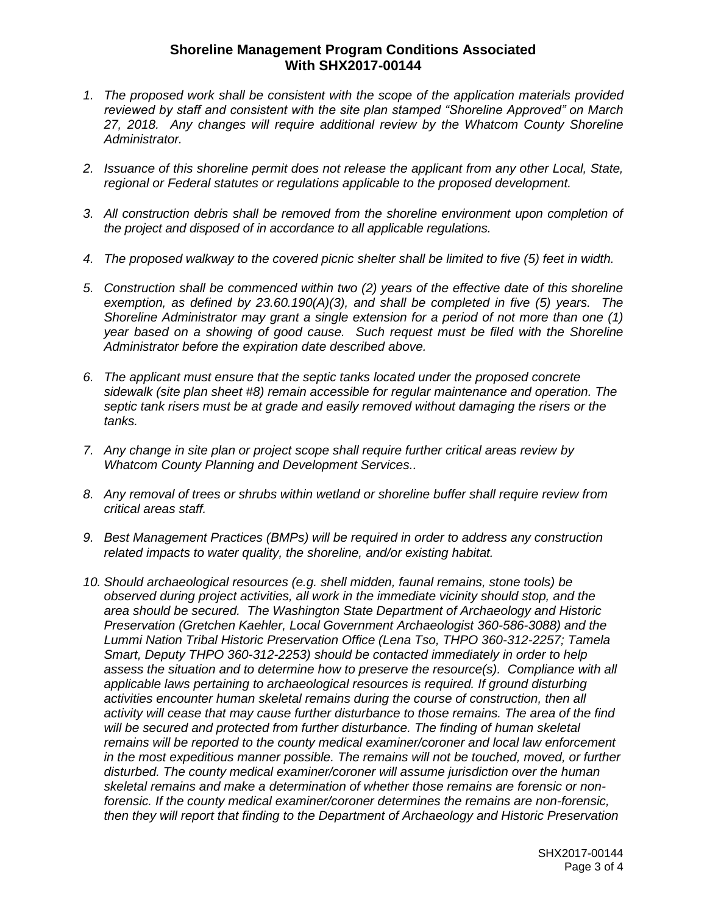## Shoreline Management Program Conditions Associated With SHX2017-00144

1. *The proposed work shall be consistent with the scope of the application materials provided reviewed by staff and consistent with the site plan stamped "Shoreline Approved" on March 27, 2018. Any changes will require additional review by the Whatcom County Shoreline Administrator.*

2. *Issuance of this shoreline permit does not release the applicant from any other Local, State, regional or Federal statutes or regulations applicable to the proposed development.*

3. *All construction debris shall be removed from the shoreline environment upon completion of the project and disposed of in accordance to all applicable regulations.*

4. *The proposed walkway to the covered picnic shelter shall be limited to five (5) feet in width.*

5. *Construction shall be commenced within two (2) years of the effective date of this shoreline exemption, as defined by 23.60.190(A)(3), and shall be completed in five (5) years. The Shoreline Administrator may grant a single extension for a period of not more than one (1) year based on a showing of good cause. Such request must be filed with the Shoreline Administrator before the expiration date described above.*

6. *The applicant must ensure that the septic tanks located under the proposed concrete sidewalk (site plan sheet #8) remain accessible for regular maintenance and operation. The septic tank risers must be at grade and easily removed without damaging the risers or the tanks.*

7. *Any change in site plan or project scope shall require further critical areas review by Whatcom County Planning and Development Services..*

8. *Any removal of trees or shrubs within wetland or shoreline buffer shall require review from critical areas staff.*

9. *Best Management Practices (BMPs) will be required in order to address any construction related impacts to water quality, the shoreline, and/or existing habitat.*

10. *Should archaeological resources (e.g. shell midden, faunal remains, stone tools) be observed during project activities, all work in the immediate vicinity should stop, and the area should be secured. The Washington State Department of Archaeology and Historic Preservation (Gretchen Kaehler, Local Government Archaeologist 360-586-3088) and the Lummi Nation Tribal Historic Preservation Office (Lena Tso, THPO 360-312-2257; Tamela Smart, Deputy THPO 360-312-2253) should be contacted immediately in order to help assess the situation and to determine how to preserve the resource(s). Compliance with all applicable laws pertaining to archaeological resources is required. If ground disturbing activities encounter human skeletal remains during the course of construction, then all activity will cease that may cause further disturbance to those remains. The area of the find will be secured and protected from further disturbance. The finding of human skeletal remains will be reported to the county medical examiner/coroner and local law enforcement in the most expeditious manner possible. The remains will not be touched, moved, or further disturbed. The county medical examiner/coroner will assume jurisdiction over the human skeletal remains and make a determination of whether those remains are forensic or non-forensic. If the county medical examiner/coroner determines the remains are non-forensic, then they will report that finding to the Department of Archaeology and Historic Preservation*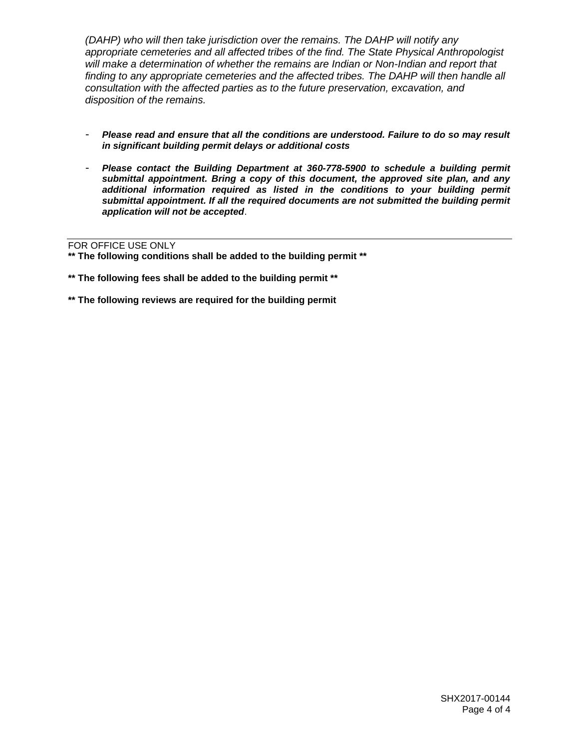*(DAHP) who will then take jurisdiction over the remains. The DAHP will notify any appropriate cemeteries and all affected tribes of the find. The State Physical Anthropologist will make a determination of whether the remains are Indian or Non-Indian and report that finding to any appropriate cemeteries and the affected tribes. The DAHP will then handle all consultation with the affected parties as to the future preservation, excavation, and disposition of the remains.*

- ***Please read and ensure that all the conditions are understood. Failure to do so may result in significant building permit delays or additional costs***

- ***Please contact the Building Department at 360-778-5900 to schedule a building permit submittal appointment. Bring a copy of this document, the approved site plan, and any additional information required as listed in the conditions to your building permit submittal appointment. If all the required documents are not submitted the building permit application will not be accepted***.

---

FOR OFFICE USE ONLY

**\*\* The following conditions shall be added to the building permit \*\***

**\*\* The following fees shall be added to the building permit \*\***

**\*\* The following reviews are required for the building permit**

SHX2017-00144